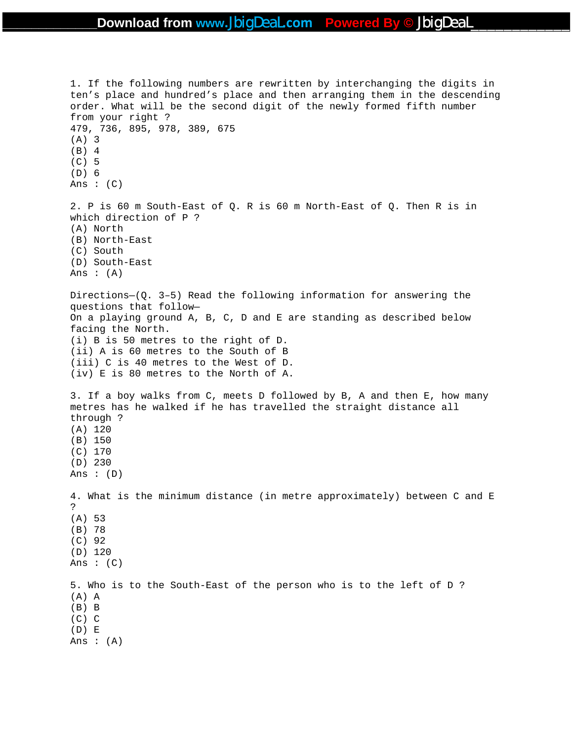1. If the following numbers are rewritten by interchanging the digits in ten's place and hundred's place and then arranging them in the descending order. What will be the second digit of the newly formed fifth number from your right ?

479, 736, 895, 978, 389, 675

(A) 3
(B) 4
(C) 5
(D) 6

Ans : (C)

2. P is 60 m South-East of Q. R is 60 m North-East of Q. Then R is in which direction of P ?

(A) North
(B) North-East
(C) South
(D) South-East

Ans : (A)

Directions—(Q. 3–5) Read the following information for answering the questions that follow—

On a playing ground A, B, C, D and E are standing as described below facing the North.

(i) B is 50 metres to the right of D.
(ii) A is 60 metres to the South of B
(iii) C is 40 metres to the West of D.
(iv) E is 80 metres to the North of A.

3. If a boy walks from C, meets D followed by B, A and then E, how many metres has he walked if he has travelled the straight distance all through ?

(A) 120
(B) 150
(C) 170
(D) 230

Ans : (D)

4. What is the minimum distance (in metre approximately) between C and E ?

(A) 53
(B) 78
(C) 92
(D) 120

Ans : (C)

5. Who is to the South-East of the person who is to the left of D ?

(A) A
(B) B
(C) C
(D) E

Ans : (A)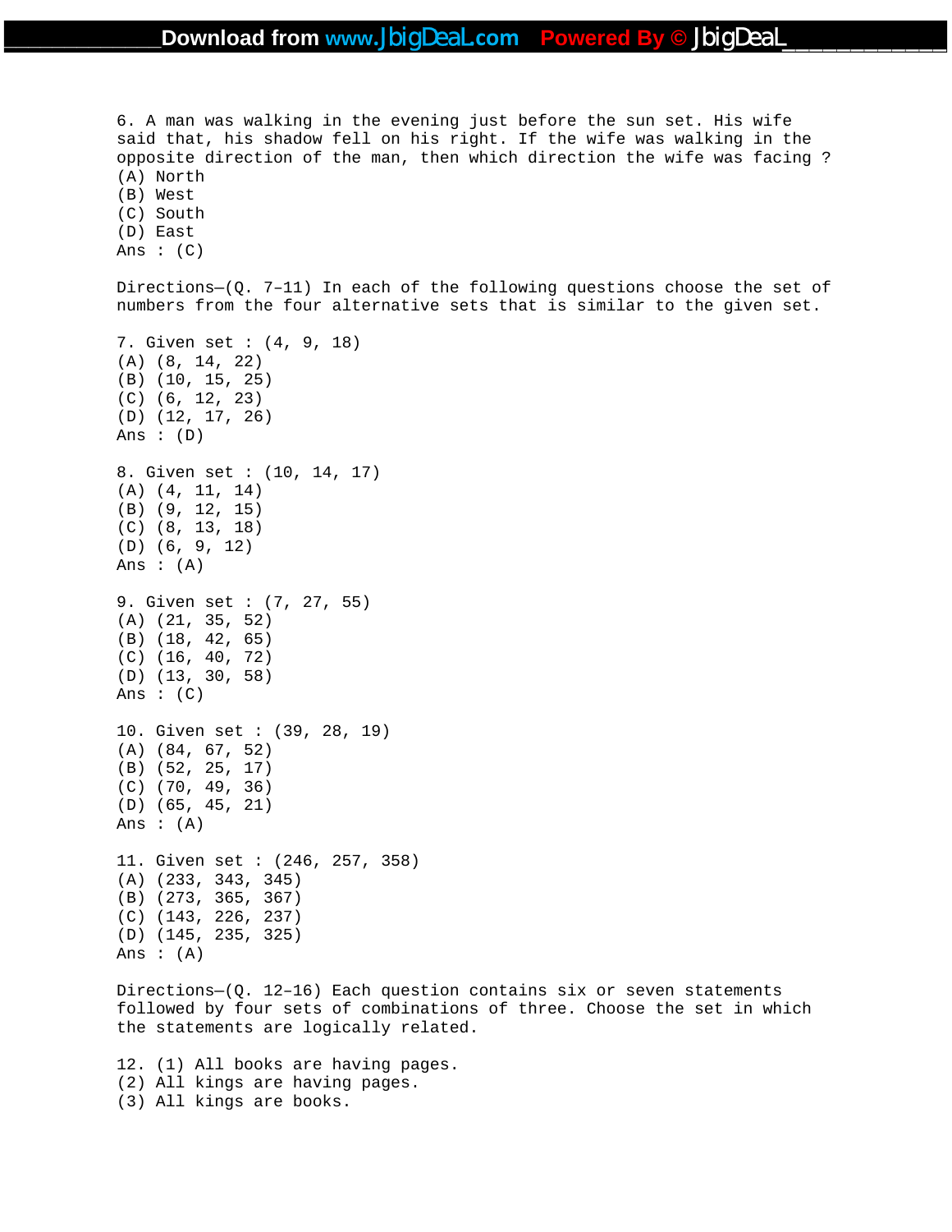6. A man was walking in the evening just before the sun set. His wife said that, his shadow fell on his right. If the wife was walking in the opposite direction of the man, then which direction the wife was facing ?
(A) North
(B) West
(C) South
(D) East
Ans : (C)

Directions—(Q. 7–11) In each of the following questions choose the set of numbers from the four alternative sets that is similar to the given set.

7. Given set : (4, 9, 18)
(A) (8, 14, 22)
(B) (10, 15, 25)
(C) (6, 12, 23)
(D) (12, 17, 26)
Ans : (D)

8. Given set : (10, 14, 17)
(A) (4, 11, 14)
(B) (9, 12, 15)
(C) (8, 13, 18)
(D) (6, 9, 12)
Ans : (A)

9. Given set : (7, 27, 55)
(A) (21, 35, 52)
(B) (18, 42, 65)
(C) (16, 40, 72)
(D) (13, 30, 58)
Ans : (C)

10. Given set : (39, 28, 19)
(A) (84, 67, 52)
(B) (52, 25, 17)
(C) (70, 49, 36)
(D) (65, 45, 21)
Ans : (A)

11. Given set : (246, 257, 358)
(A) (233, 343, 345)
(B) (273, 365, 367)
(C) (143, 226, 237)
(D) (145, 235, 325)
Ans : (A)

Directions—(Q. 12–16) Each question contains six or seven statements followed by four sets of combinations of three. Choose the set in which the statements are logically related.

12. (1) All books are having pages.
(2) All kings are having pages.
(3) All kings are books.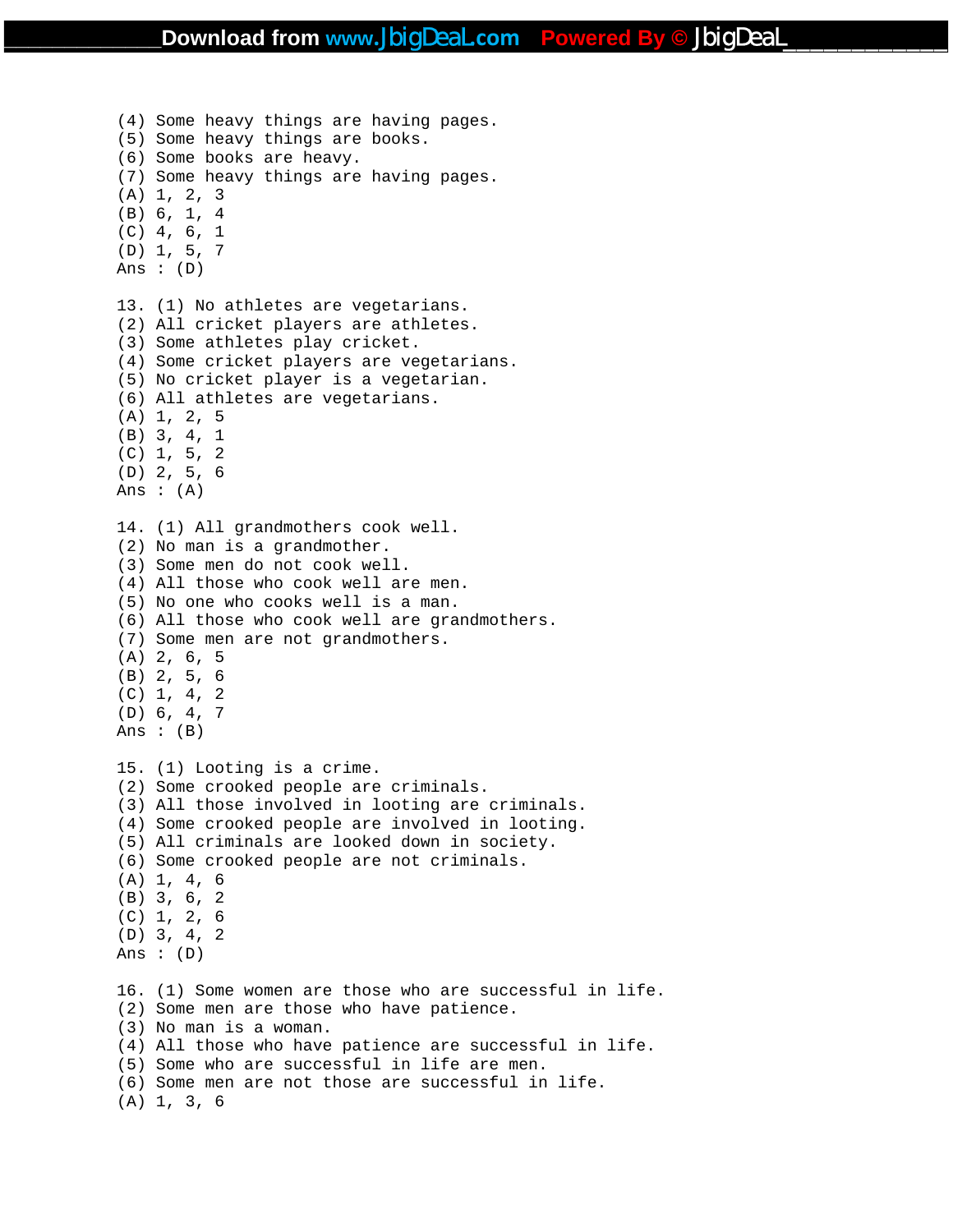(4) Some heavy things are having pages.
(5) Some heavy things are books.
(6) Some books are heavy.
(7) Some heavy things are having pages.
(A) 1, 2, 3
(B) 6, 1, 4
(C) 4, 6, 1
(D) 1, 5, 7
Ans : (D)

13. (1) No athletes are vegetarians.
(2) All cricket players are athletes.
(3) Some athletes play cricket.
(4) Some cricket players are vegetarians.
(5) No cricket player is a vegetarian.
(6) All athletes are vegetarians.
(A) 1, 2, 5
(B) 3, 4, 1
(C) 1, 5, 2
(D) 2, 5, 6
Ans : (A)

14. (1) All grandmothers cook well.
(2) No man is a grandmother.
(3) Some men do not cook well.
(4) All those who cook well are men.
(5) No one who cooks well is a man.
(6) All those who cook well are grandmothers.
(7) Some men are not grandmothers.
(A) 2, 6, 5
(B) 2, 5, 6
(C) 1, 4, 2
(D) 6, 4, 7
Ans : (B)

15. (1) Looting is a crime.
(2) Some crooked people are criminals.
(3) All those involved in looting are criminals.
(4) Some crooked people are involved in looting.
(5) All criminals are looked down in society.
(6) Some crooked people are not criminals.
(A) 1, 4, 6
(B) 3, 6, 2
(C) 1, 2, 6
(D) 3, 4, 2
Ans : (D)

16. (1) Some women are those who are successful in life.
(2) Some men are those who have patience.
(3) No man is a woman.
(4) All those who have patience are successful in life.
(5) Some who are successful in life are men.
(6) Some men are not those are successful in life.
(A) 1, 3, 6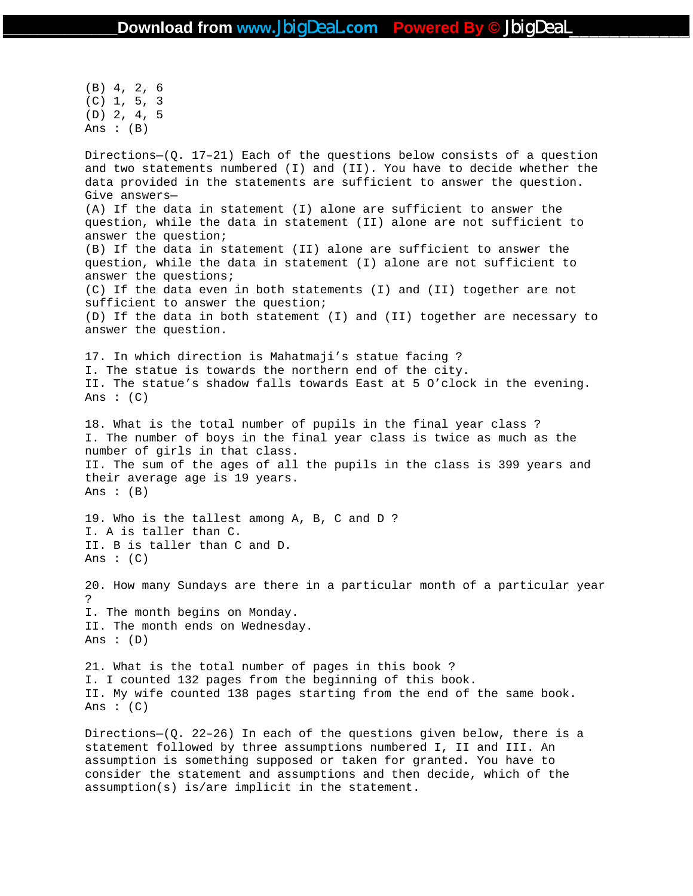(B) 4, 2, 6
(C) 1, 5, 3
(D) 2, 4, 5
Ans : (B)

Directions—(Q. 17–21) Each of the questions below consists of a question and two statements numbered (I) and (II). You have to decide whether the data provided in the statements are sufficient to answer the question. Give answers—
(A) If the data in statement (I) alone are sufficient to answer the question, while the data in statement (II) alone are not sufficient to answer the question;
(B) If the data in statement (II) alone are sufficient to answer the question, while the data in statement (I) alone are not sufficient to answer the questions;
(C) If the data even in both statements (I) and (II) together are not sufficient to answer the question;
(D) If the data in both statement (I) and (II) together are necessary to answer the question.

17. In which direction is Mahatmaji's statue facing ?
I. The statue is towards the northern end of the city.
II. The statue's shadow falls towards East at 5 O'clock in the evening.
Ans : (C)

18. What is the total number of pupils in the final year class ?
I. The number of boys in the final year class is twice as much as the number of girls in that class.
II. The sum of the ages of all the pupils in the class is 399 years and their average age is 19 years.
Ans : (B)

19. Who is the tallest among A, B, C and D ?
I. A is taller than C.
II. B is taller than C and D.
Ans : (C)

20. How many Sundays are there in a particular month of a particular year ?
I. The month begins on Monday.
II. The month ends on Wednesday.
Ans : (D)

21. What is the total number of pages in this book ?
I. I counted 132 pages from the beginning of this book.
II. My wife counted 138 pages starting from the end of the same book.
Ans : (C)

Directions—(Q. 22–26) In each of the questions given below, there is a statement followed by three assumptions numbered I, II and III. An assumption is something supposed or taken for granted. You have to consider the statement and assumptions and then decide, which of the assumption(s) is/are implicit in the statement.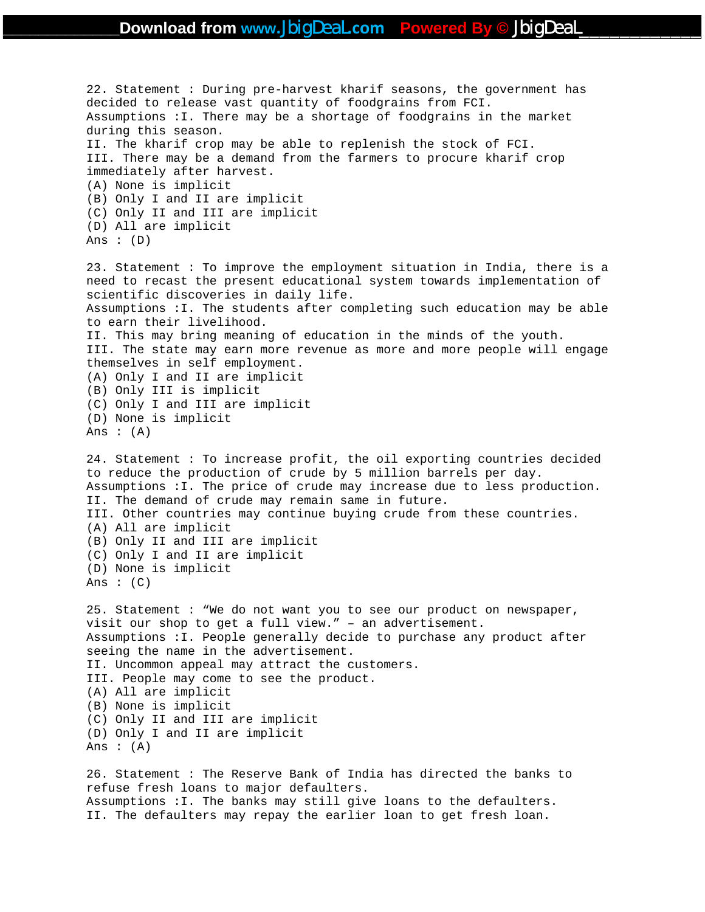22. Statement : During pre-harvest kharif seasons, the government has decided to release vast quantity of foodgrains from FCI.
Assumptions :I. There may be a shortage of foodgrains in the market during this season.
II. The kharif crop may be able to replenish the stock of FCI.
III. There may be a demand from the farmers to procure kharif crop immediately after harvest.
(A) None is implicit
(B) Only I and II are implicit
(C) Only II and III are implicit
(D) All are implicit
Ans : (D)

23. Statement : To improve the employment situation in India, there is a need to recast the present educational system towards implementation of scientific discoveries in daily life.
Assumptions :I. The students after completing such education may be able to earn their livelihood.
II. This may bring meaning of education in the minds of the youth.
III. The state may earn more revenue as more and more people will engage themselves in self employment.
(A) Only I and II are implicit
(B) Only III is implicit
(C) Only I and III are implicit
(D) None is implicit
Ans : (A)

24. Statement : To increase profit, the oil exporting countries decided to reduce the production of crude by 5 million barrels per day.
Assumptions :I. The price of crude may increase due to less production.
II. The demand of crude may remain same in future.
III. Other countries may continue buying crude from these countries.
(A) All are implicit
(B) Only II and III are implicit
(C) Only I and II are implicit
(D) None is implicit
Ans : (C)

25. Statement : “We do not want you to see our product on newspaper, visit our shop to get a full view.” – an advertisement.
Assumptions :I. People generally decide to purchase any product after seeing the name in the advertisement.
II. Uncommon appeal may attract the customers.
III. People may come to see the product.
(A) All are implicit
(B) None is implicit
(C) Only II and III are implicit
(D) Only I and II are implicit
Ans : (A)

26. Statement : The Reserve Bank of India has directed the banks to refuse fresh loans to major defaulters.
Assumptions :I. The banks may still give loans to the defaulters.
II. The defaulters may repay the earlier loan to get fresh loan.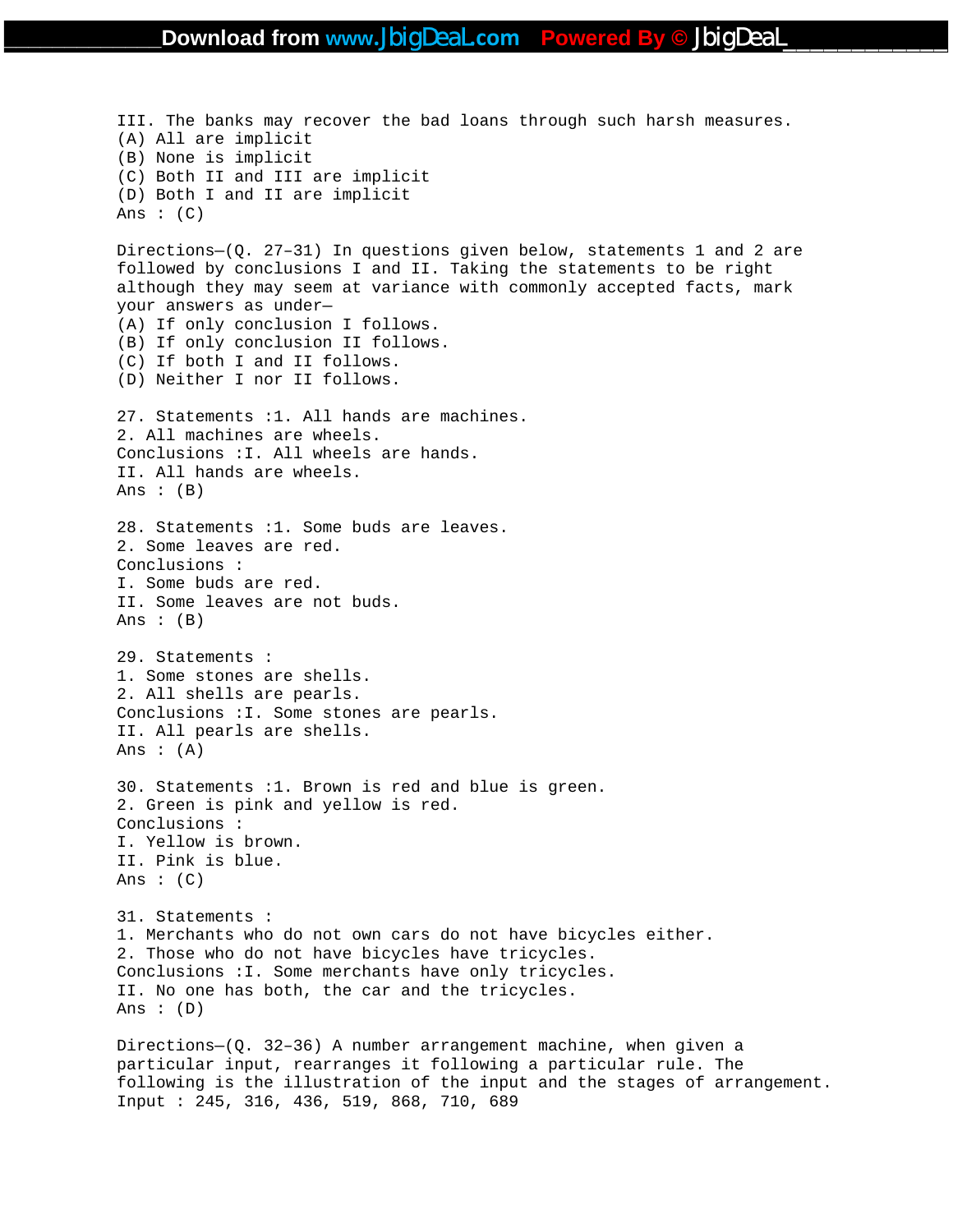III. The banks may recover the bad loans through such harsh measures.
(A) All are implicit
(B) None is implicit
(C) Both II and III are implicit
(D) Both I and II are implicit
Ans : (C)

Directions—(Q. 27–31) In questions given below, statements 1 and 2 are followed by conclusions I and II. Taking the statements to be right although they may seem at variance with commonly accepted facts, mark your answers as under—
(A) If only conclusion I follows.
(B) If only conclusion II follows.
(C) If both I and II follows.
(D) Neither I nor II follows.

27. Statements :1. All hands are machines.
2. All machines are wheels.
Conclusions :I. All wheels are hands.
II. All hands are wheels.
Ans : (B)

28. Statements :1. Some buds are leaves.
2. Some leaves are red.
Conclusions :
I. Some buds are red.
II. Some leaves are not buds.
Ans : (B)

29. Statements :
1. Some stones are shells.
2. All shells are pearls.
Conclusions :I. Some stones are pearls.
II. All pearls are shells.
Ans : (A)

30. Statements :1. Brown is red and blue is green.
2. Green is pink and yellow is red.
Conclusions :
I. Yellow is brown.
II. Pink is blue.
Ans : (C)

31. Statements :
1. Merchants who do not own cars do not have bicycles either.
2. Those who do not have bicycles have tricycles.
Conclusions :I. Some merchants have only tricycles.
II. No one has both, the car and the tricycles.
Ans : (D)

Directions—(Q. 32–36) A number arrangement machine, when given a particular input, rearranges it following a particular rule. The following is the illustration of the input and the stages of arrangement.
Input : 245, 316, 436, 519, 868, 710, 689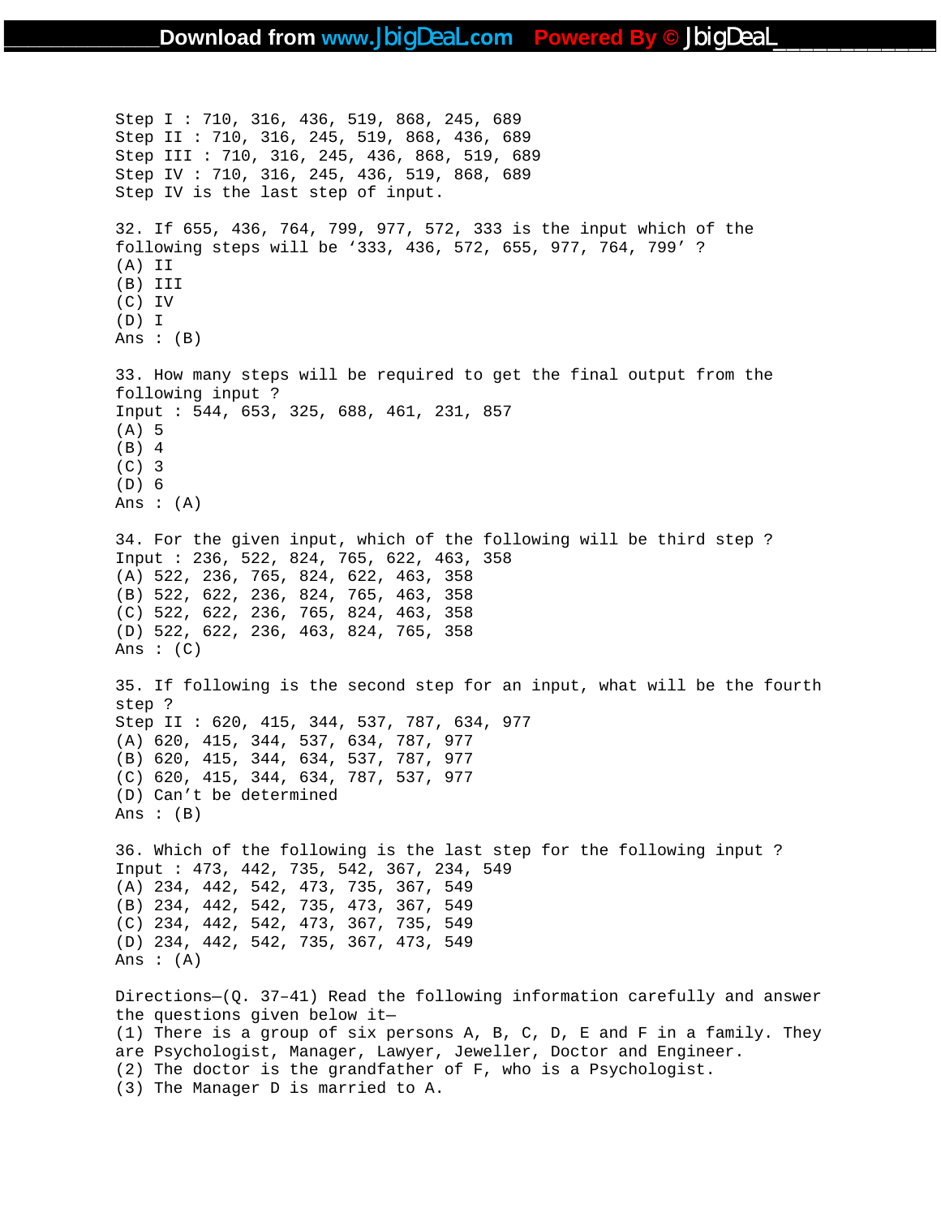Step I : 710, 316, 436, 519, 868, 245, 689
Step II : 710, 316, 245, 519, 868, 436, 689
Step III : 710, 316, 245, 436, 868, 519, 689
Step IV : 710, 316, 245, 436, 519, 868, 689
Step IV is the last step of input.

32. If 655, 436, 764, 799, 977, 572, 333 is the input which of the following steps will be '333, 436, 572, 655, 977, 764, 799' ?
(A) II
(B) III
(C) IV
(D) I
Ans : (B)

33. How many steps will be required to get the final output from the following input ?
Input : 544, 653, 325, 688, 461, 231, 857
(A) 5
(B) 4
(C) 3
(D) 6
Ans : (A)

34. For the given input, which of the following will be third step ?
Input : 236, 522, 824, 765, 622, 463, 358
(A) 522, 236, 765, 824, 622, 463, 358
(B) 522, 622, 236, 824, 765, 463, 358
(C) 522, 622, 236, 765, 824, 463, 358
(D) 522, 622, 236, 463, 824, 765, 358
Ans : (C)

35. If following is the second step for an input, what will be the fourth step ?
Step II : 620, 415, 344, 537, 787, 634, 977
(A) 620, 415, 344, 537, 634, 787, 977
(B) 620, 415, 344, 634, 537, 787, 977
(C) 620, 415, 344, 634, 787, 537, 977
(D) Can't be determined
Ans : (B)

36. Which of the following is the last step for the following input ?
Input : 473, 442, 735, 542, 367, 234, 549
(A) 234, 442, 542, 473, 735, 367, 549
(B) 234, 442, 542, 735, 473, 367, 549
(C) 234, 442, 542, 473, 367, 735, 549
(D) 234, 442, 542, 735, 367, 473, 549
Ans : (A)

Directions—(Q. 37–41) Read the following information carefully and answer the questions given below it—
(1) There is a group of six persons A, B, C, D, E and F in a family. They are Psychologist, Manager, Lawyer, Jeweller, Doctor and Engineer.
(2) The doctor is the grandfather of F, who is a Psychologist.
(3) The Manager D is married to A.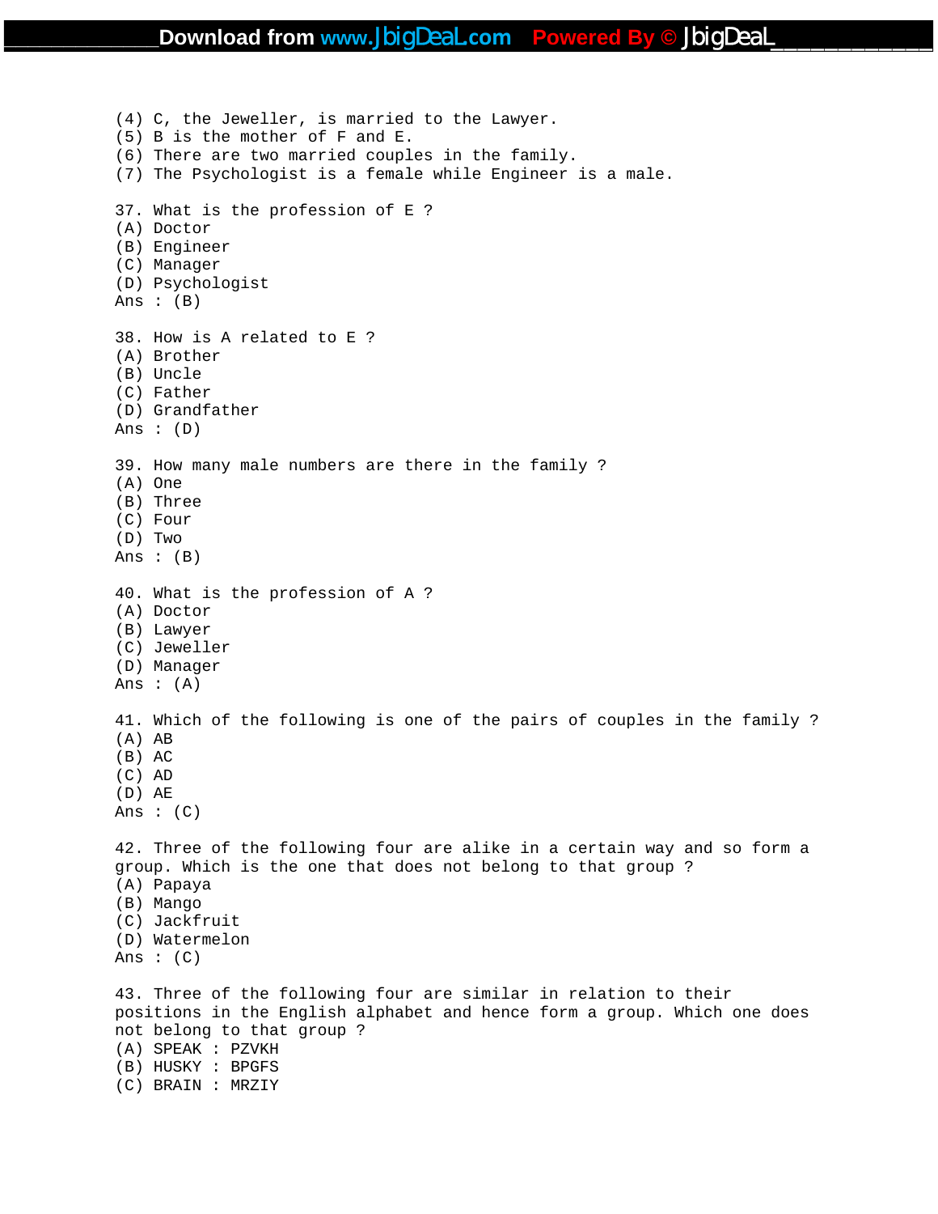(4) C, the Jeweller, is married to the Lawyer.
(5) B is the mother of F and E.
(6) There are two married couples in the family.
(7) The Psychologist is a female while Engineer is a male.

37. What is the profession of E ?
(A) Doctor
(B) Engineer
(C) Manager
(D) Psychologist
Ans : (B)

38. How is A related to E ?
(A) Brother
(B) Uncle
(C) Father
(D) Grandfather
Ans : (D)

39. How many male numbers are there in the family ?
(A) One
(B) Three
(C) Four
(D) Two
Ans : (B)

40. What is the profession of A ?
(A) Doctor
(B) Lawyer
(C) Jeweller
(D) Manager
Ans : (A)

41. Which of the following is one of the pairs of couples in the family ?
(A) AB
(B) AC
(C) AD
(D) AE
Ans : (C)

42. Three of the following four are alike in a certain way and so form a group. Which is the one that does not belong to that group ?
(A) Papaya
(B) Mango
(C) Jackfruit
(D) Watermelon
Ans : (C)

43. Three of the following four are similar in relation to their positions in the English alphabet and hence form a group. Which one does not belong to that group ?
(A) SPEAK : PZVKH
(B) HUSKY : BPGFS
(C) BRAIN : MRZIY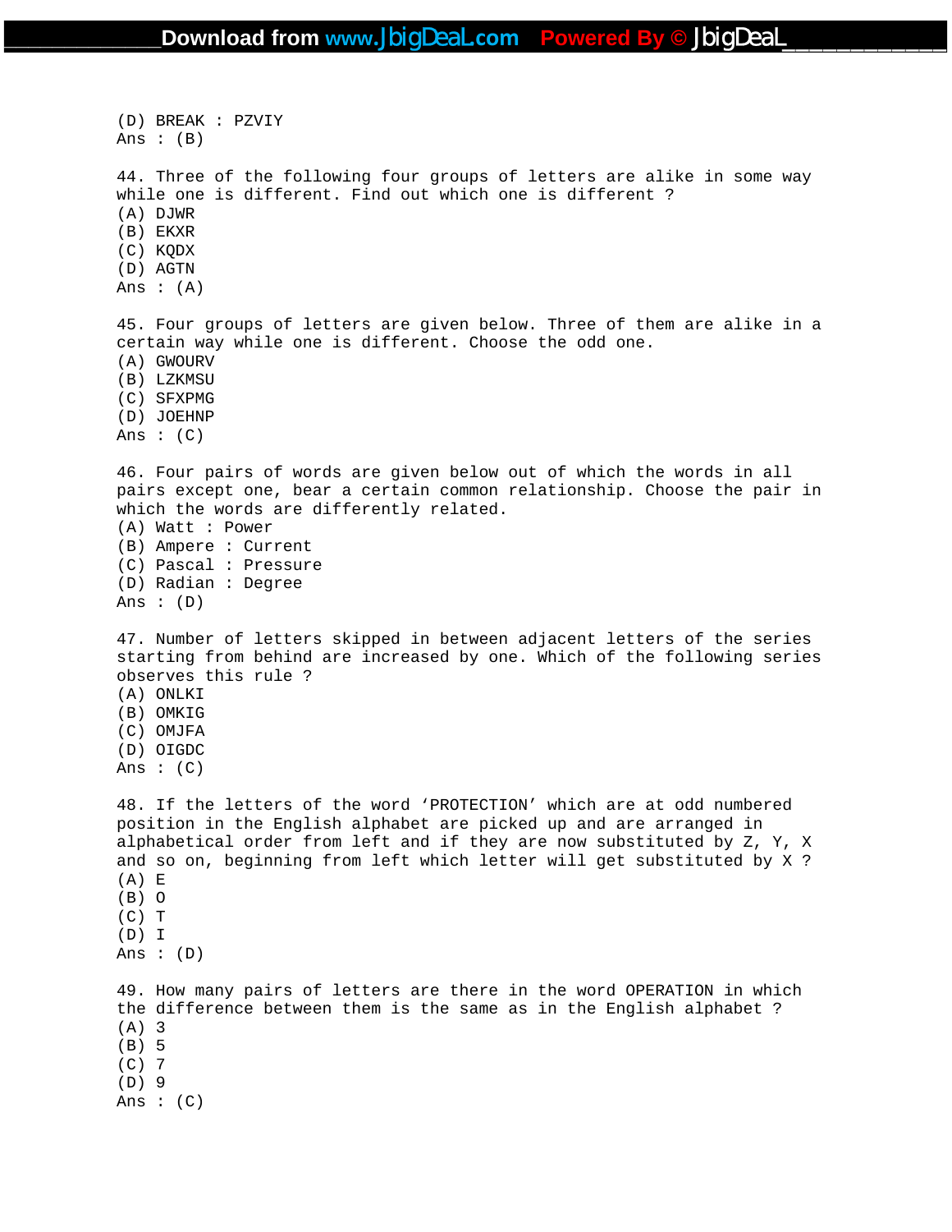(D) BREAK : PZVIY
Ans : (B)

44. Three of the following four groups of letters are alike in some way while one is different. Find out which one is different ?
(A) DJWR
(B) EKXR
(C) KQDX
(D) AGTN
Ans : (A)

45. Four groups of letters are given below. Three of them are alike in a certain way while one is different. Choose the odd one.
(A) GWOURV
(B) LZKMSU
(C) SFXPMG
(D) JOEHNP
Ans : (C)

46. Four pairs of words are given below out of which the words in all pairs except one, bear a certain common relationship. Choose the pair in which the words are differently related.
(A) Watt : Power
(B) Ampere : Current
(C) Pascal : Pressure
(D) Radian : Degree
Ans : (D)

47. Number of letters skipped in between adjacent letters of the series starting from behind are increased by one. Which of the following series observes this rule ?
(A) ONLKI
(B) OMKIG
(C) OMJFA
(D) OIGDC
Ans : (C)

48. If the letters of the word 'PROTECTION' which are at odd numbered position in the English alphabet are picked up and are arranged in alphabetical order from left and if they are now substituted by Z, Y, X and so on, beginning from left which letter will get substituted by X ?
(A) E
(B) O
(C) T
(D) I
Ans : (D)

49. How many pairs of letters are there in the word OPERATION in which the difference between them is the same as in the English alphabet ?
(A) 3
(B) 5
(C) 7
(D) 9
Ans : (C)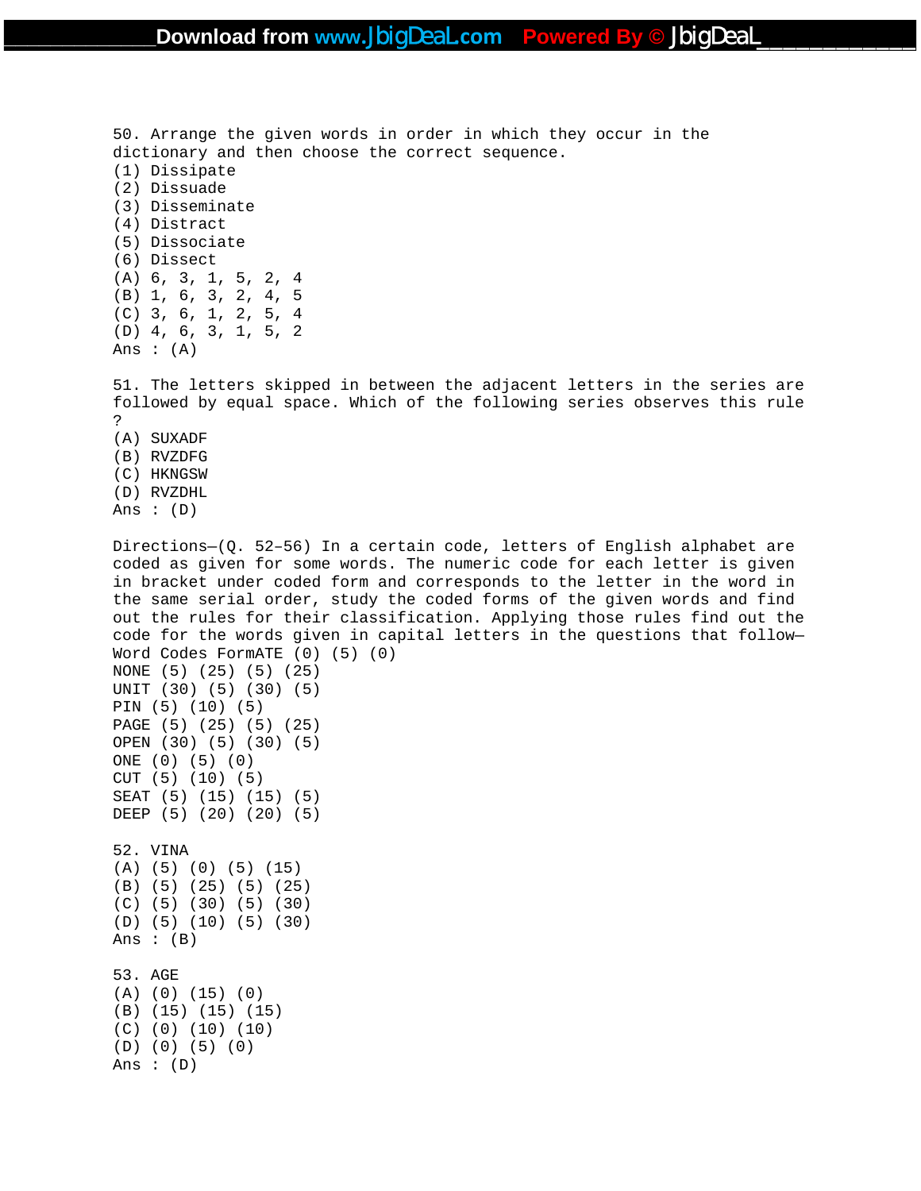50. Arrange the given words in order in which they occur in the dictionary and then choose the correct sequence.
(1) Dissipate
(2) Dissuade
(3) Disseminate
(4) Distract
(5) Dissociate
(6) Dissect
(A) 6, 3, 1, 5, 2, 4
(B) 1, 6, 3, 2, 4, 5
(C) 3, 6, 1, 2, 5, 4
(D) 4, 6, 3, 1, 5, 2
Ans : (A)

51. The letters skipped in between the adjacent letters in the series are followed by equal space. Which of the following series observes this rule ?
(A) SUXADF
(B) RVZDFG
(C) HKNGSW
(D) RVZDHL
Ans : (D)

Directions—(Q. 52–56) In a certain code, letters of English alphabet are coded as given for some words. The numeric code for each letter is given in bracket under coded form and corresponds to the letter in the word in the same serial order, study the coded forms of the given words and find out the rules for their classification. Applying those rules find out the code for the words given in capital letters in the questions that follow—
Word Codes FormATE (0) (5) (0)
NONE (5) (25) (5) (25)
UNIT (30) (5) (30) (5)
PIN (5) (10) (5)
PAGE (5) (25) (5) (25)
OPEN (30) (5) (30) (5)
ONE (0) (5) (0)
CUT (5) (10) (5)
SEAT (5) (15) (15) (5)
DEEP (5) (20) (20) (5)

52. VINA
(A) (5) (0) (5) (15)
(B) (5) (25) (5) (25)
(C) (5) (30) (5) (30)
(D) (5) (10) (5) (30)
Ans : (B)

53. AGE
(A) (0) (15) (0)
(B) (15) (15) (15)
(C) (0) (10) (10)
(D) (0) (5) (0)
Ans : (D)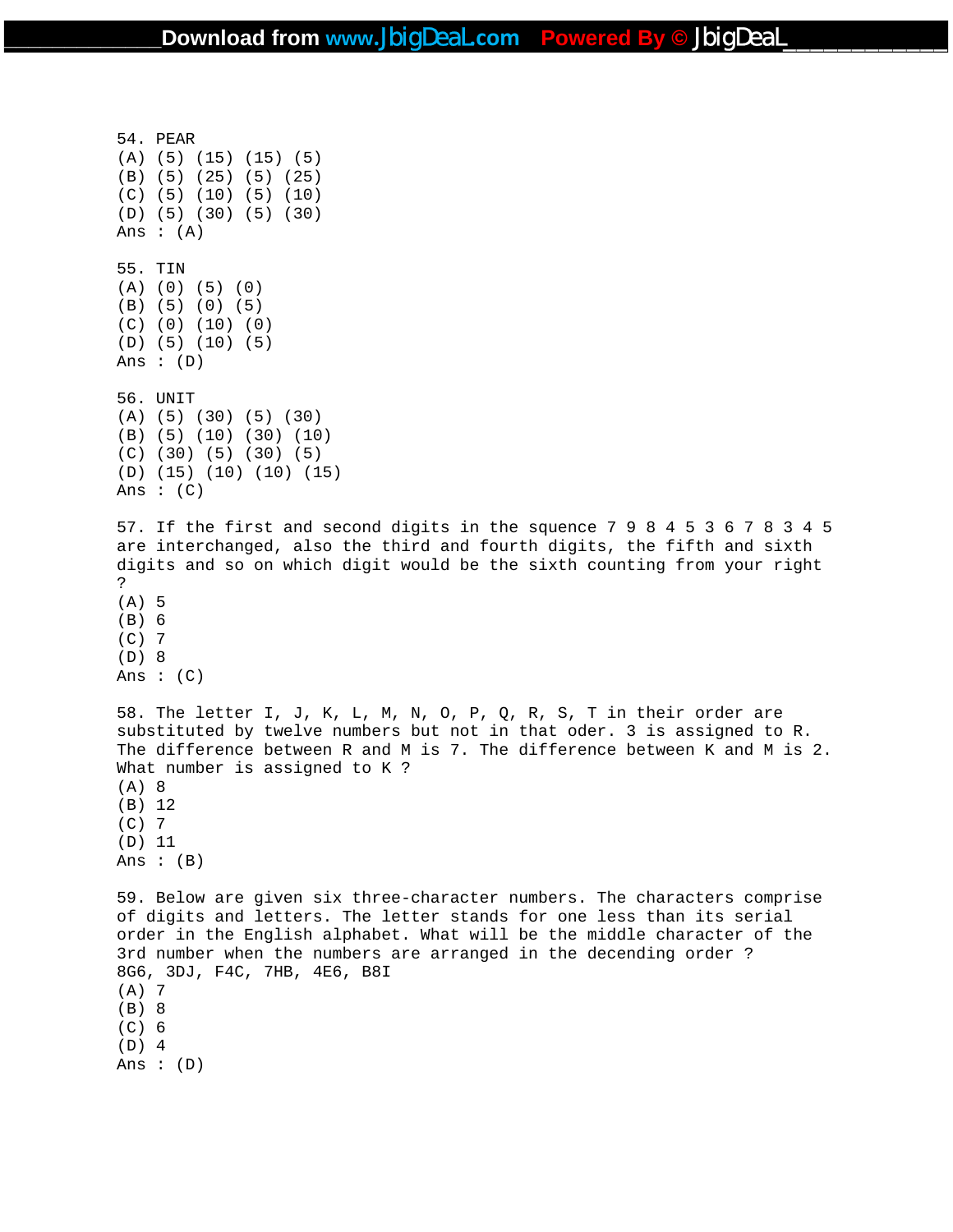54. PEAR
(A) (5) (15) (15) (5)
(B) (5) (25) (5) (25)
(C) (5) (10) (5) (10)
(D) (5) (30) (5) (30)
Ans : (A)

55. TIN
(A) (0) (5) (0)
(B) (5) (0) (5)
(C) (0) (10) (0)
(D) (5) (10) (5)
Ans : (D)

56. UNIT
(A) (5) (30) (5) (30)
(B) (5) (10) (30) (10)
(C) (30) (5) (30) (5)
(D) (15) (10) (10) (15)
Ans : (C)

57. If the first and second digits in the squence 7 9 8 4 5 3 6 7 8 3 4 5 are interchanged, also the third and fourth digits, the fifth and sixth digits and so on which digit would be the sixth counting from your right ?
(A) 5
(B) 6
(C) 7
(D) 8
Ans : (C)

58. The letter I, J, K, L, M, N, O, P, Q, R, S, T in their order are substituted by twelve numbers but not in that oder. 3 is assigned to R. The difference between R and M is 7. The difference between K and M is 2. What number is assigned to K ?
(A) 8
(B) 12
(C) 7
(D) 11
Ans : (B)

59. Below are given six three-character numbers. The characters comprise of digits and letters. The letter stands for one less than its serial order in the English alphabet. What will be the middle character of the 3rd number when the numbers are arranged in the decending order ?
8G6, 3DJ, F4C, 7HB, 4E6, B8I
(A) 7
(B) 8
(C) 6
(D) 4
Ans : (D)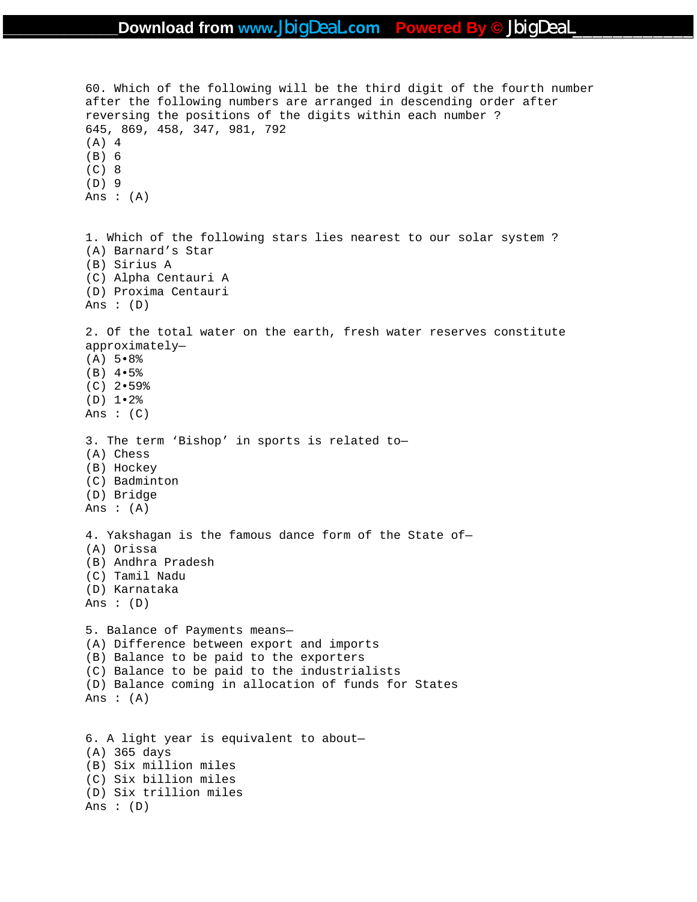60. Which of the following will be the third digit of the fourth number after the following numbers are arranged in descending order after reversing the positions of the digits within each number ?
645, 869, 458, 347, 981, 792
(A) 4
(B) 6
(C) 8
(D) 9
Ans : (A)

1. Which of the following stars lies nearest to our solar system ?
(A) Barnard's Star
(B) Sirius A
(C) Alpha Centauri A
(D) Proxima Centauri
Ans : (D)

2. Of the total water on the earth, fresh water reserves constitute approximately—
(A) 5•8%
(B) 4•5%
(C) 2•59%
(D) 1•2%
Ans : (C)

3. The term 'Bishop' in sports is related to—
(A) Chess
(B) Hockey
(C) Badminton
(D) Bridge
Ans : (A)

4. Yakshagan is the famous dance form of the State of—
(A) Orissa
(B) Andhra Pradesh
(C) Tamil Nadu
(D) Karnataka
Ans : (D)

5. Balance of Payments means—
(A) Difference between export and imports
(B) Balance to be paid to the exporters
(C) Balance to be paid to the industrialists
(D) Balance coming in allocation of funds for States
Ans : (A)

6. A light year is equivalent to about—
(A) 365 days
(B) Six million miles
(C) Six billion miles
(D) Six trillion miles
Ans : (D)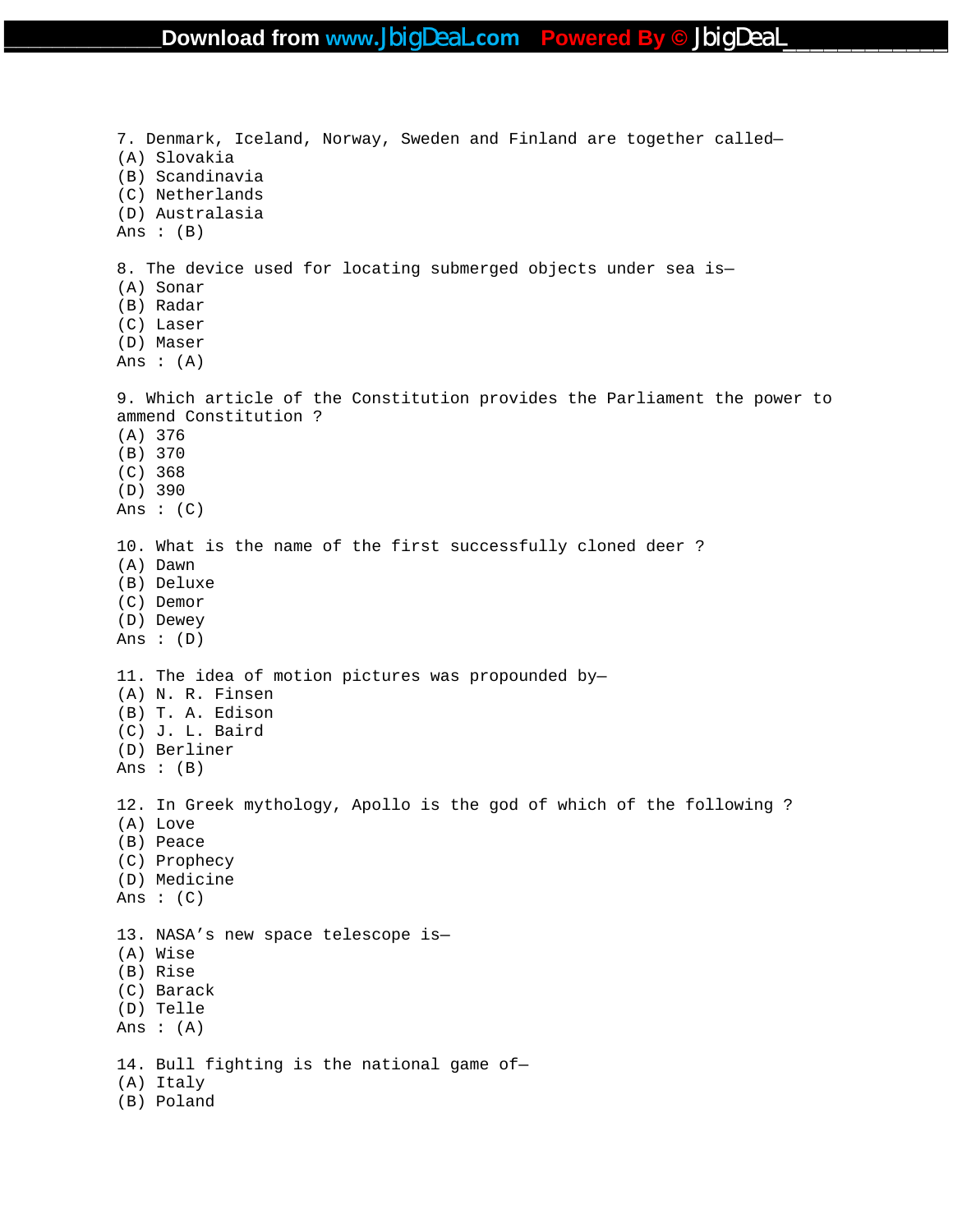7. Denmark, Iceland, Norway, Sweden and Finland are together called—
(A) Slovakia
(B) Scandinavia
(C) Netherlands
(D) Australasia
Ans : (B)

8. The device used for locating submerged objects under sea is—
(A) Sonar
(B) Radar
(C) Laser
(D) Maser
Ans : (A)

9. Which article of the Constitution provides the Parliament the power to ammend Constitution ?
(A) 376
(B) 370
(C) 368
(D) 390
Ans : (C)

10. What is the name of the first successfully cloned deer ?
(A) Dawn
(B) Deluxe
(C) Demor
(D) Dewey
Ans : (D)

11. The idea of motion pictures was propounded by—
(A) N. R. Finsen
(B) T. A. Edison
(C) J. L. Baird
(D) Berliner
Ans : (B)

12. In Greek mythology, Apollo is the god of which of the following ?
(A) Love
(B) Peace
(C) Prophecy
(D) Medicine
Ans : (C)

13. NASA's new space telescope is—
(A) Wise
(B) Rise
(C) Barack
(D) Telle
Ans : (A)

14. Bull fighting is the national game of—
(A) Italy
(B) Poland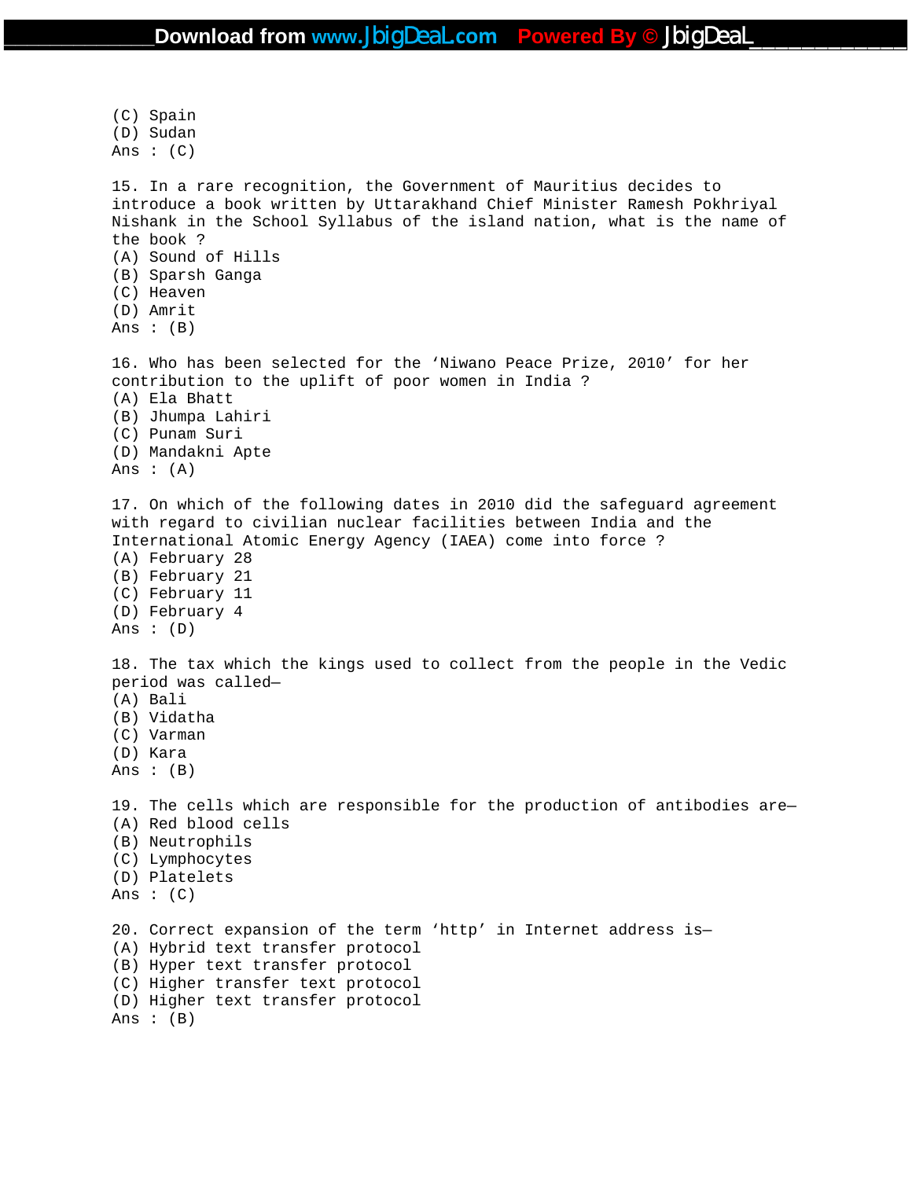(C) Spain
(D) Sudan
Ans : (C)

15. In a rare recognition, the Government of Mauritius decides to introduce a book written by Uttarakhand Chief Minister Ramesh Pokhriyal Nishank in the School Syllabus of the island nation, what is the name of the book ?
(A) Sound of Hills
(B) Sparsh Ganga
(C) Heaven
(D) Amrit
Ans : (B)

16. Who has been selected for the 'Niwano Peace Prize, 2010' for her contribution to the uplift of poor women in India ?
(A) Ela Bhatt
(B) Jhumpa Lahiri
(C) Punam Suri
(D) Mandakni Apte
Ans : (A)

17. On which of the following dates in 2010 did the safeguard agreement with regard to civilian nuclear facilities between India and the International Atomic Energy Agency (IAEA) come into force ?
(A) February 28
(B) February 21
(C) February 11
(D) February 4
Ans : (D)

18. The tax which the kings used to collect from the people in the Vedic period was called—
(A) Bali
(B) Vidatha
(C) Varman
(D) Kara
Ans : (B)

19. The cells which are responsible for the production of antibodies are—
(A) Red blood cells
(B) Neutrophils
(C) Lymphocytes
(D) Platelets
Ans : (C)

20. Correct expansion of the term 'http' in Internet address is—
(A) Hybrid text transfer protocol
(B) Hyper text transfer protocol
(C) Higher transfer text protocol
(D) Higher text transfer protocol
Ans : (B)